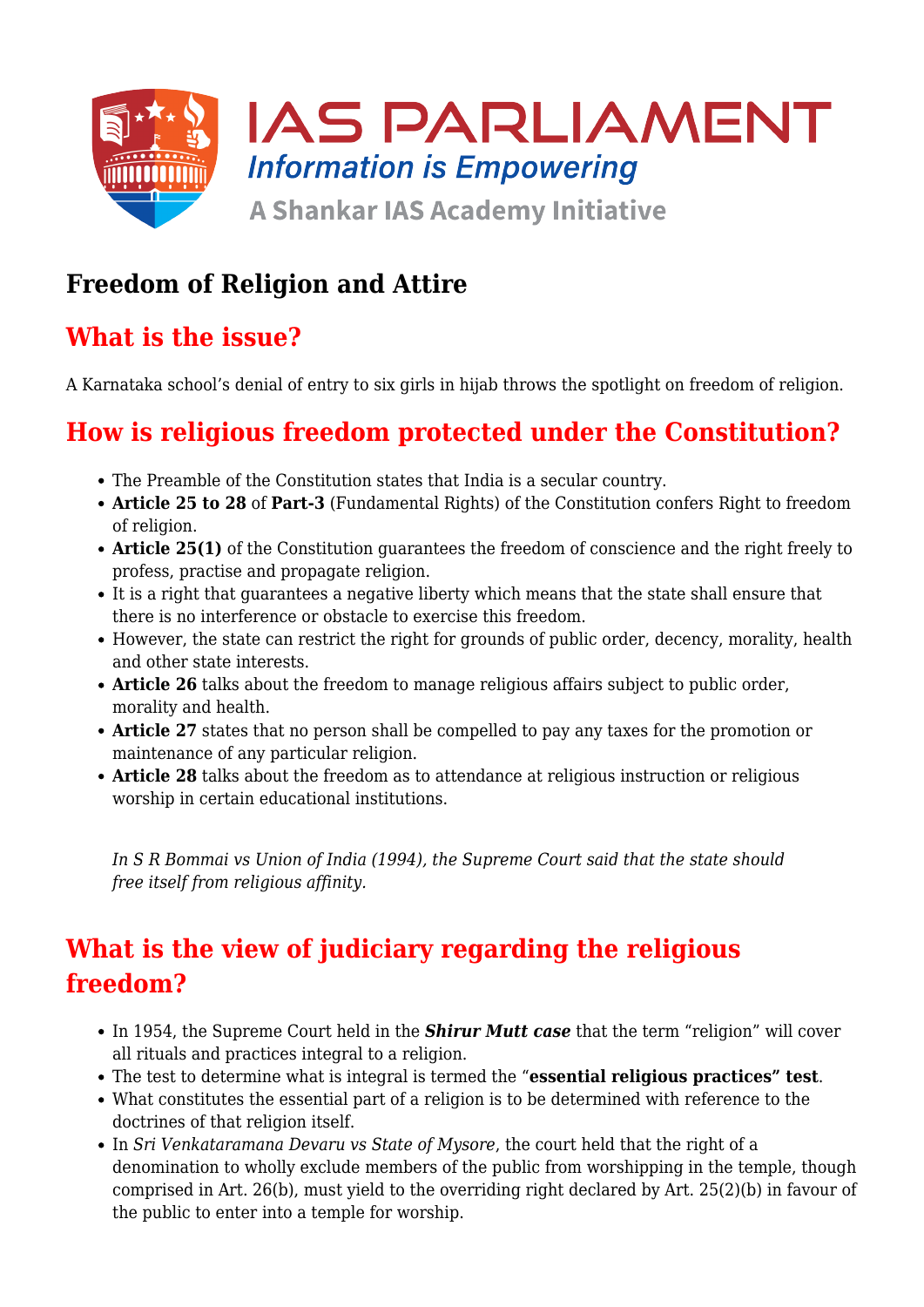# Freedom of Religion and Attire

## What is the issue?

A Karnataka school's denial of entry to six girls in hijab throws the spotlight on freedom of religion.

## How is religious freedom protected under the Constitution?

- The Preamble of the Constitution states that India is a secular country.
- **Article 25 to 28** of **Part-3** (Fundamental Rights) of the Constitution confers Right to freedom of religion.
- **Article 25(1)** of the Constitution guarantees the freedom of conscience and the right freely to profess, practise and propagate religion.
- It is a right that guarantees a negative liberty which means that the state shall ensure that there is no interference or obstacle to exercise this freedom.
- However, the state can restrict the right for grounds of public order, decency, morality, health and other state interests.
- **Article 26** talks about the freedom to manage religious affairs subject to public order, morality and health.
- **Article 27** states that no person shall be compelled to pay any taxes for the promotion or maintenance of any particular religion.
- **Article 28** talks about the freedom as to attendance at religious instruction or religious worship in certain educational institutions.

*In S R Bommai vs Union of India (1994), the Supreme Court said that the state should free itself from religious affinity.*

## What is the view of judiciary regarding the religious freedom?

- In 1954, the Supreme Court held in the ***Shirur Mutt case*** that the term "religion" will cover all rituals and practices integral to a religion.
- The test to determine what is integral is termed the "**essential religious practices" test**.
- What constitutes the essential part of a religion is to be determined with reference to the doctrines of that religion itself.
- In *Sri Venkataramana Devaru vs State of Mysore*, the court held that the right of a denomination to wholly exclude members of the public from worshipping in the temple, though comprised in Art. 26(b), must yield to the overriding right declared by Art. 25(2)(b) in favour of the public to enter into a temple for worship.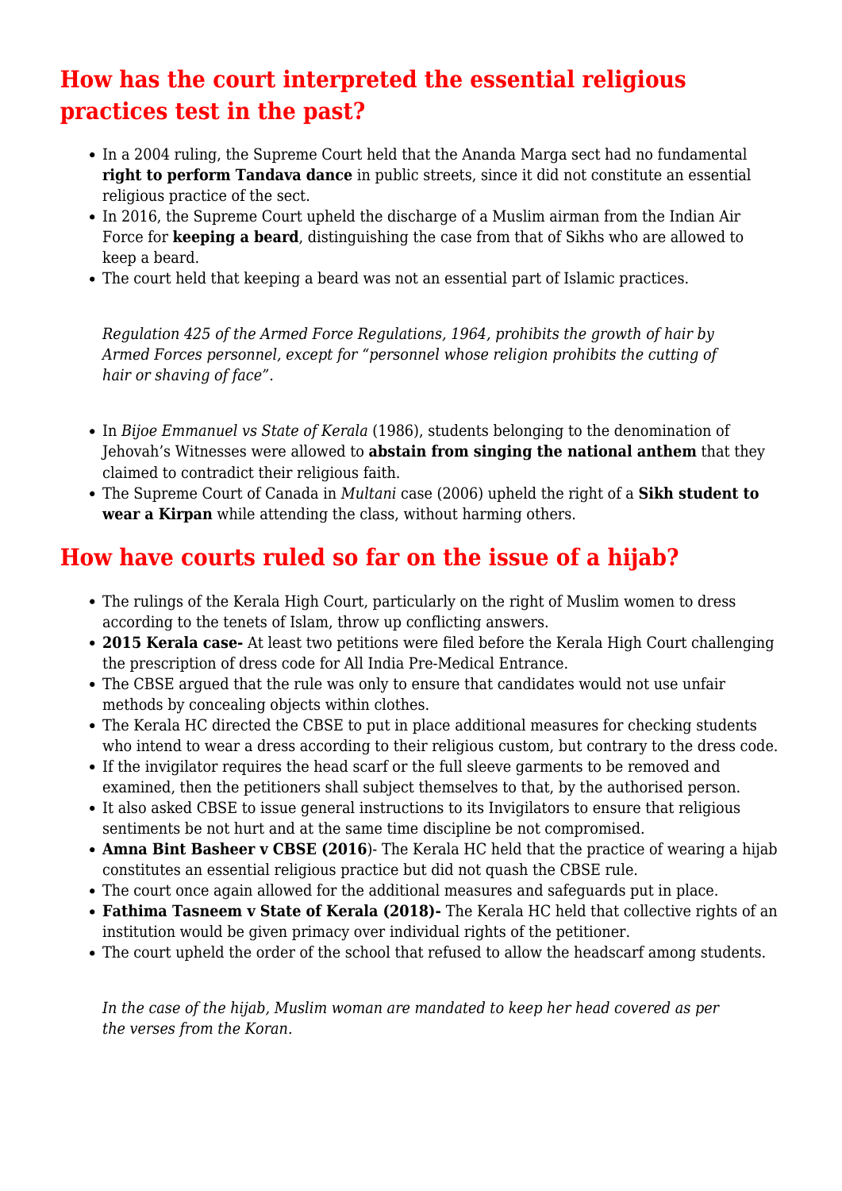## How has the court interpreted the essential religious practices test in the past?

- In a 2004 ruling, the Supreme Court held that the Ananda Marga sect had no fundamental **right to perform Tandava dance** in public streets, since it did not constitute an essential religious practice of the sect.
- In 2016, the Supreme Court upheld the discharge of a Muslim airman from the Indian Air Force for **keeping a beard**, distinguishing the case from that of Sikhs who are allowed to keep a beard.
- The court held that keeping a beard was not an essential part of Islamic practices.

*Regulation 425 of the Armed Force Regulations, 1964, prohibits the growth of hair by Armed Forces personnel, except for "personnel whose religion prohibits the cutting of hair or shaving of face".*

- In *Bijoe Emmanuel vs State of Kerala* (1986), students belonging to the denomination of Jehovah's Witnesses were allowed to **abstain from singing the national anthem** that they claimed to contradict their religious faith.
- The Supreme Court of Canada in *Multani* case (2006) upheld the right of a **Sikh student to wear a Kirpan** while attending the class, without harming others.

## How have courts ruled so far on the issue of a hijab?

- The rulings of the Kerala High Court, particularly on the right of Muslim women to dress according to the tenets of Islam, throw up conflicting answers.
- **2015 Kerala case-** At least two petitions were filed before the Kerala High Court challenging the prescription of dress code for All India Pre-Medical Entrance.
- The CBSE argued that the rule was only to ensure that candidates would not use unfair methods by concealing objects within clothes.
- The Kerala HC directed the CBSE to put in place additional measures for checking students who intend to wear a dress according to their religious custom, but contrary to the dress code.
- If the invigilator requires the head scarf or the full sleeve garments to be removed and examined, then the petitioners shall subject themselves to that, by the authorised person.
- It also asked CBSE to issue general instructions to its Invigilators to ensure that religious sentiments be not hurt and at the same time discipline be not compromised.
- **Amna Bint Basheer v CBSE (2016**)- The Kerala HC held that the practice of wearing a hijab constitutes an essential religious practice but did not quash the CBSE rule.
- The court once again allowed for the additional measures and safeguards put in place.
- **Fathima Tasneem v State of Kerala (2018)-** The Kerala HC held that collective rights of an institution would be given primacy over individual rights of the petitioner.
- The court upheld the order of the school that refused to allow the headscarf among students.

*In the case of the hijab, Muslim woman are mandated to keep her head covered as per the verses from the Koran.*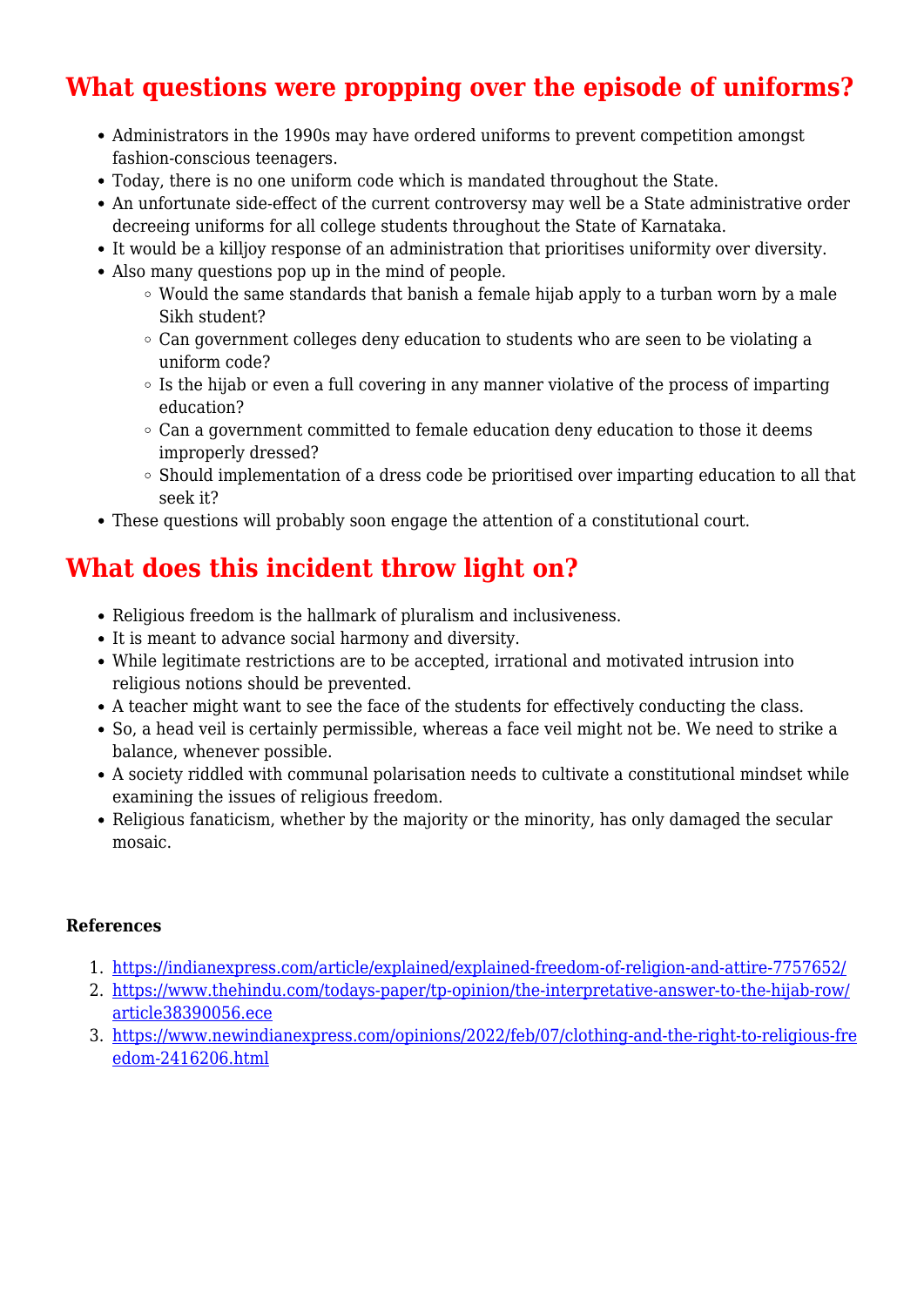## What questions were propping over the episode of uniforms?

- Administrators in the 1990s may have ordered uniforms to prevent competition amongst fashion-conscious teenagers.
- Today, there is no one uniform code which is mandated throughout the State.
- An unfortunate side-effect of the current controversy may well be a State administrative order decreeing uniforms for all college students throughout the State of Karnataka.
- It would be a killjoy response of an administration that prioritises uniformity over diversity.
- Also many questions pop up in the mind of people.
    - Would the same standards that banish a female hijab apply to a turban worn by a male Sikh student?
    - Can government colleges deny education to students who are seen to be violating a uniform code?
    - Is the hijab or even a full covering in any manner violative of the process of imparting education?
    - Can a government committed to female education deny education to those it deems improperly dressed?
    - Should implementation of a dress code be prioritised over imparting education to all that seek it?
- These questions will probably soon engage the attention of a constitutional court.

## What does this incident throw light on?

- Religious freedom is the hallmark of pluralism and inclusiveness.
- It is meant to advance social harmony and diversity.
- While legitimate restrictions are to be accepted, irrational and motivated intrusion into religious notions should be prevented.
- A teacher might want to see the face of the students for effectively conducting the class.
- So, a head veil is certainly permissible, whereas a face veil might not be. We need to strike a balance, whenever possible.
- A society riddled with communal polarisation needs to cultivate a constitutional mindset while examining the issues of religious freedom.
- Religious fanaticism, whether by the majority or the minority, has only damaged the secular mosaic.

**References**

1. https://indianexpress.com/article/explained/explained-freedom-of-religion-and-attire-7757652/
2. https://www.thehindu.com/todays-paper/tp-opinion/the-interpretative-answer-to-the-hijab-row/article38390056.ece
3. https://www.newindianexpress.com/opinions/2022/feb/07/clothing-and-the-right-to-religious-freedom-2416206.html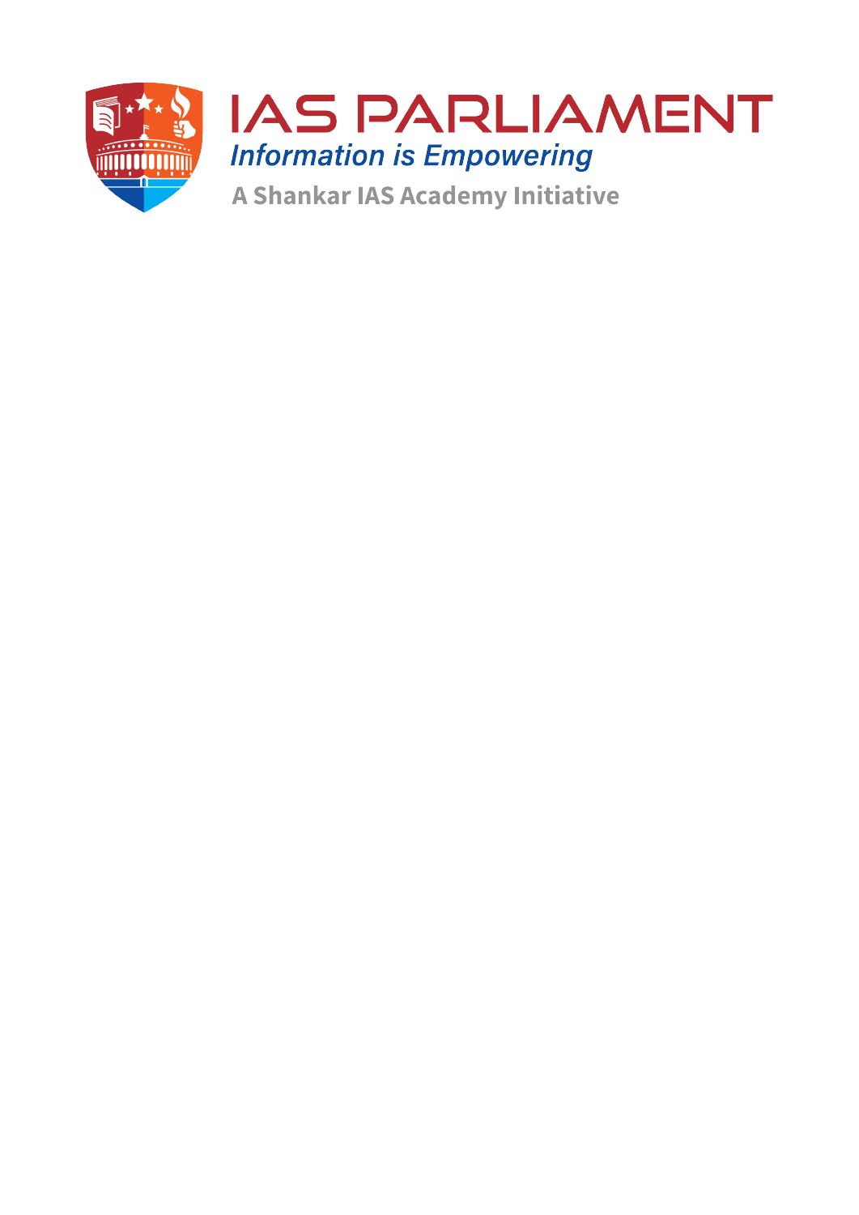IAS PARLIAMENT

*Information is Empowering*

A Shankar IAS Academy Initiative